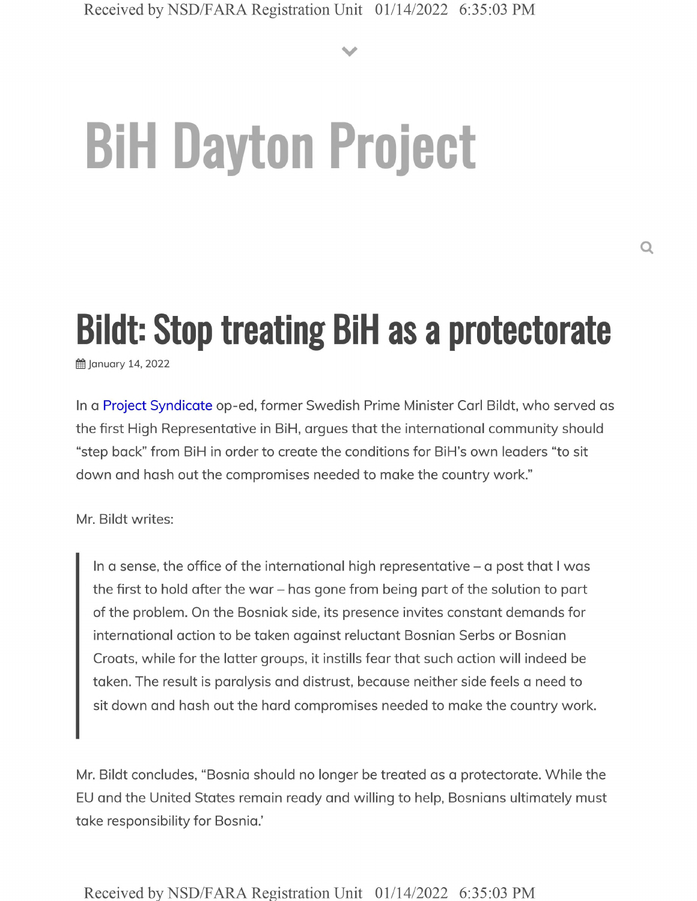# BiH Dayton Project

## Bildt: Stop treating BiH as a protectorate

January 14, 2022

In a Project Syndicate op-ed, former Swedish Prime Minister Carl Bildt, who served as the first High Representative in BiH, argues that the international community should "step back" from BiH in order to create the conditions for BiH's own leaders "to sit down and hash out the compromises needed to make the country work."

Mr. Bildt writes:

> In a sense, the office of the international high representative – a post that I was the first to hold after the war – has gone from being part of the solution to part of the problem. On the Bosniak side, its presence invites constant demands for international action to be taken against reluctant Bosnian Serbs or Bosnian Croats, while for the latter groups, it instills fear that such action will indeed be taken. The result is paralysis and distrust, because neither side feels a need to sit down and hash out the hard compromises needed to make the country work.

Mr. Bildt concludes, "Bosnia should no longer be treated as a protectorate. While the EU and the United States remain ready and willing to help, Bosnians ultimately must take responsibility for Bosnia.'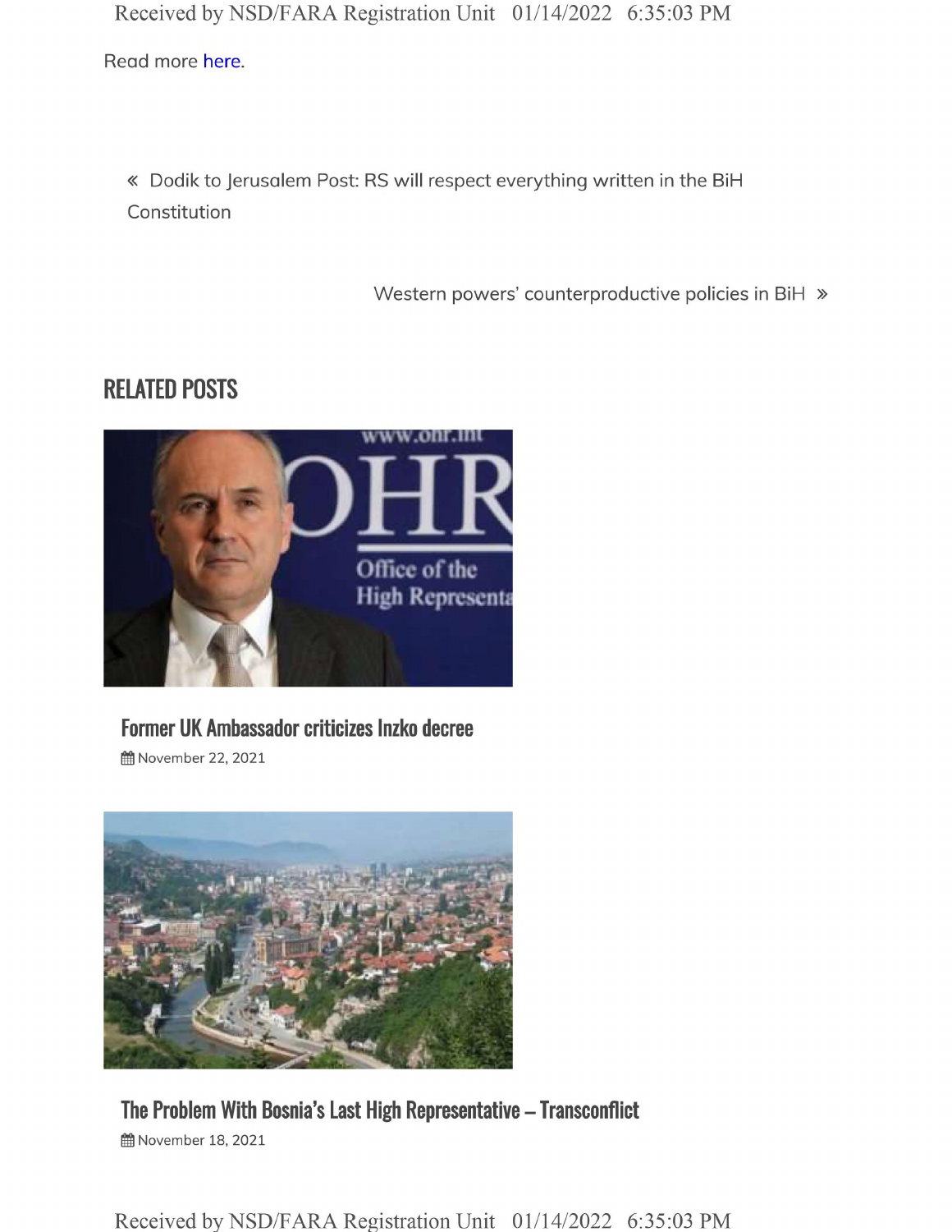Read more here.

« Dodik to Jerusalem Post: RS will respect everything written in the BiH Constitution

Western powers' counterproductive policies in BiH »

## RELATED POSTS

### Former UK Ambassador criticizes Inzko decree

November 22, 2021

### The Problem With Bosnia's Last High Representative – Transconflict

November 18, 2021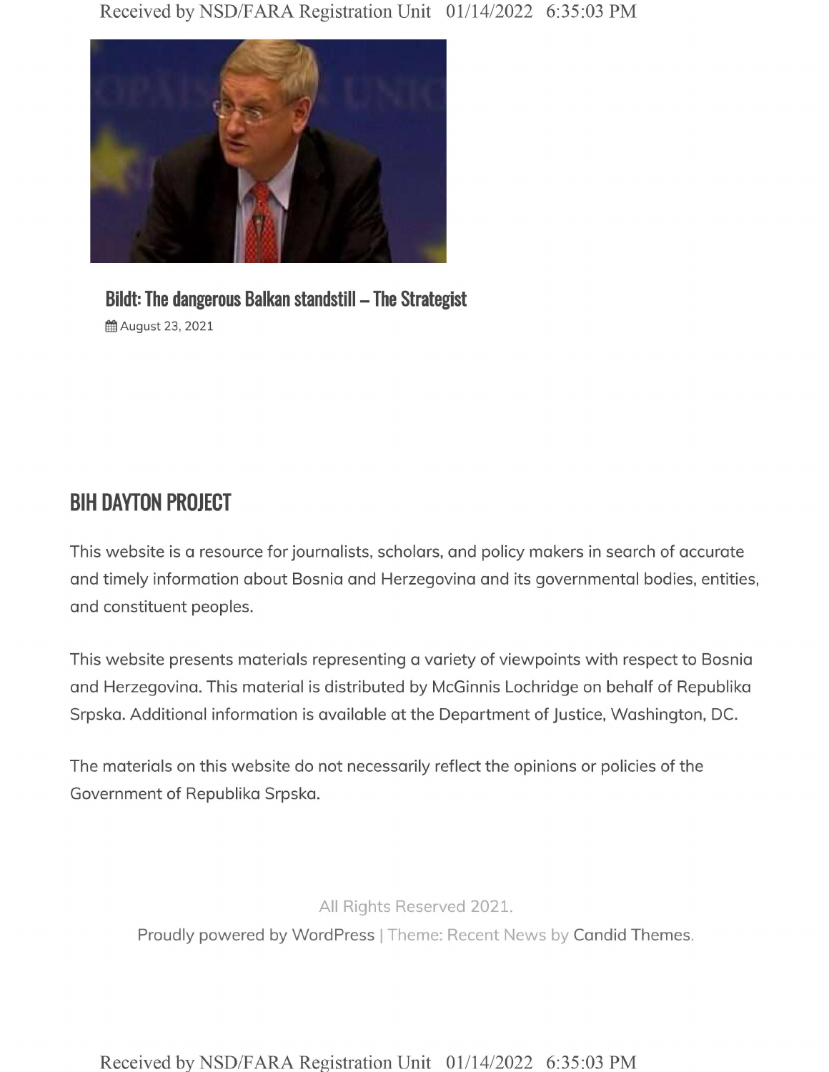**Bildt: The dangerous Balkan standstill – The Strategist**

August 23, 2021

## BIH DAYTON PROJECT

This website is a resource for journalists, scholars, and policy makers in search of accurate and timely information about Bosnia and Herzegovina and its governmental bodies, entities, and constituent peoples.

This website presents materials representing a variety of viewpoints with respect to Bosnia and Herzegovina. This material is distributed by McGinnis Lochridge on behalf of Republika Srpska. Additional information is available at the Department of Justice, Washington, DC.

The materials on this website do not necessarily reflect the opinions or policies of the Government of Republika Srpska.

All Rights Reserved 2021.

Proudly powered by WordPress | Theme: Recent News by Candid Themes.